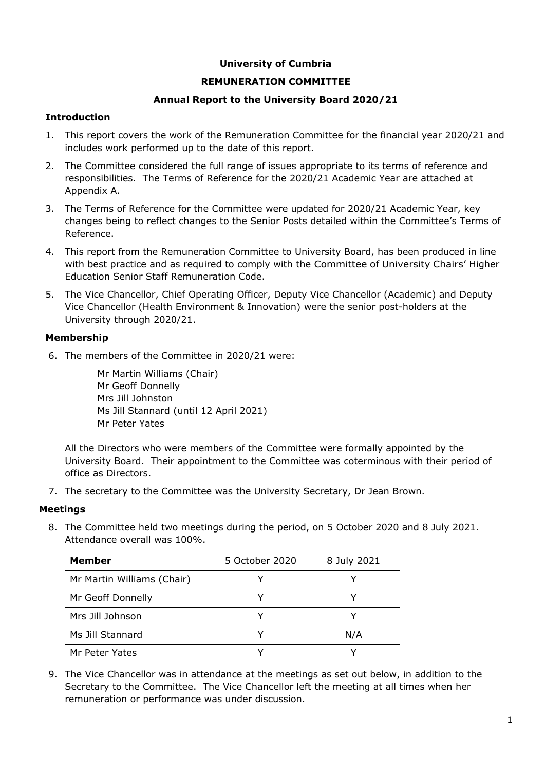**University of Cumbria**

**REMUNERATION COMMITTEE**

**Annual Report to the University Board 2020/21**

**Introduction**

1. This report covers the work of the Remuneration Committee for the financial year 2020/21 and includes work performed up to the date of this report.
2. The Committee considered the full range of issues appropriate to its terms of reference and responsibilities. The Terms of Reference for the 2020/21 Academic Year are attached at Appendix A.
3. The Terms of Reference for the Committee were updated for 2020/21 Academic Year, key changes being to reflect changes to the Senior Posts detailed within the Committee's Terms of Reference.
4. This report from the Remuneration Committee to University Board, has been produced in line with best practice and as required to comply with the Committee of University Chairs' Higher Education Senior Staff Remuneration Code.
5. The Vice Chancellor, Chief Operating Officer, Deputy Vice Chancellor (Academic) and Deputy Vice Chancellor (Health Environment & Innovation) were the senior post-holders at the University through 2020/21.

**Membership**

6. The members of the Committee in 2020/21 were:

   Mr Martin Williams (Chair)
   Mr Geoff Donnelly
   Mrs Jill Johnston
   Ms Jill Stannard (until 12 April 2021)
   Mr Peter Yates

   All the Directors who were members of the Committee were formally appointed by the University Board. Their appointment to the Committee was coterminous with their period of office as Directors.

7. The secretary to the Committee was the University Secretary, Dr Jean Brown.

**Meetings**

8. The Committee held two meetings during the period, on 5 October 2020 and 8 July 2021. Attendance overall was 100%.

| Member | 5 October 2020 | 8 July 2021 |
|---|---|---|
| Mr Martin Williams (Chair) | Y | Y |
| Mr Geoff Donnelly | Y | Y |
| Mrs Jill Johnson | Y | Y |
| Ms Jill Stannard | Y | N/A |
| Mr Peter Yates | Y | Y |

9. The Vice Chancellor was in attendance at the meetings as set out below, in addition to the Secretary to the Committee. The Vice Chancellor left the meeting at all times when her remuneration or performance was under discussion.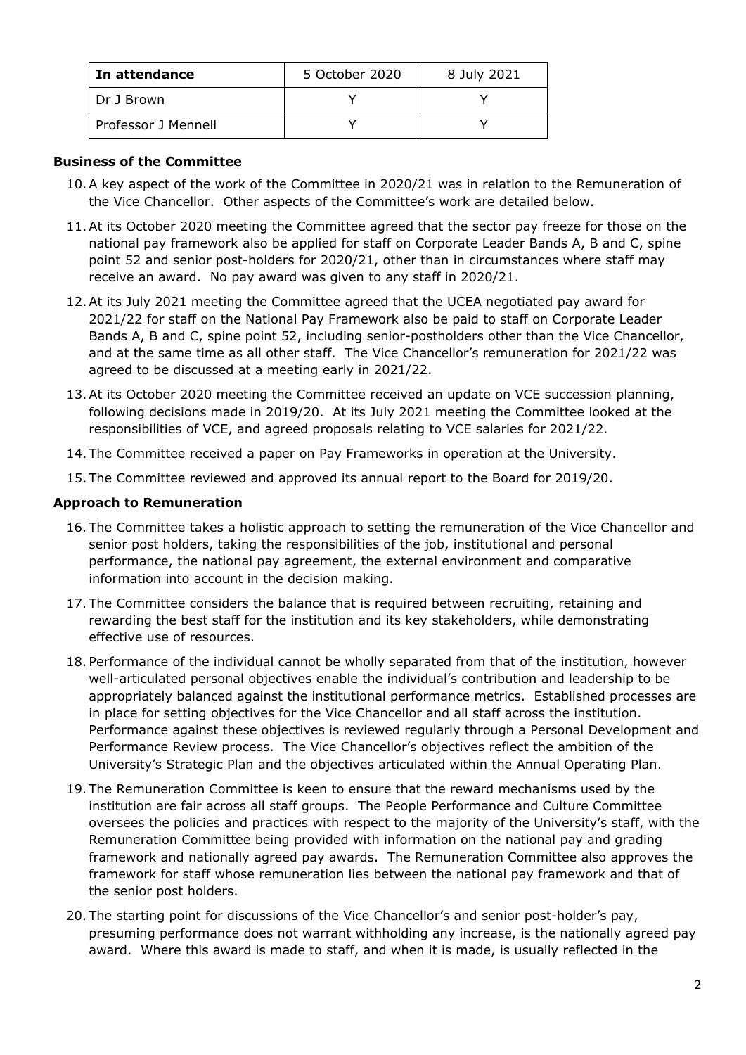| In attendance | 5 October 2020 | 8 July 2021 |
| --- | --- | --- |
| Dr J Brown | Y | Y |
| Professor J Mennell | Y | Y |

**Business of the Committee**

10. A key aspect of the work of the Committee in 2020/21 was in relation to the Remuneration of the Vice Chancellor. Other aspects of the Committee's work are detailed below.
11. At its October 2020 meeting the Committee agreed that the sector pay freeze for those on the national pay framework also be applied for staff on Corporate Leader Bands A, B and C, spine point 52 and senior post-holders for 2020/21, other than in circumstances where staff may receive an award. No pay award was given to any staff in 2020/21.
12. At its July 2021 meeting the Committee agreed that the UCEA negotiated pay award for 2021/22 for staff on the National Pay Framework also be paid to staff on Corporate Leader Bands A, B and C, spine point 52, including senior-postholders other than the Vice Chancellor, and at the same time as all other staff. The Vice Chancellor's remuneration for 2021/22 was agreed to be discussed at a meeting early in 2021/22.
13. At its October 2020 meeting the Committee received an update on VCE succession planning, following decisions made in 2019/20. At its July 2021 meeting the Committee looked at the responsibilities of VCE, and agreed proposals relating to VCE salaries for 2021/22.
14. The Committee received a paper on Pay Frameworks in operation at the University.
15. The Committee reviewed and approved its annual report to the Board for 2019/20.

**Approach to Remuneration**

16. The Committee takes a holistic approach to setting the remuneration of the Vice Chancellor and senior post holders, taking the responsibilities of the job, institutional and personal performance, the national pay agreement, the external environment and comparative information into account in the decision making.
17. The Committee considers the balance that is required between recruiting, retaining and rewarding the best staff for the institution and its key stakeholders, while demonstrating effective use of resources.
18. Performance of the individual cannot be wholly separated from that of the institution, however well-articulated personal objectives enable the individual's contribution and leadership to be appropriately balanced against the institutional performance metrics. Established processes are in place for setting objectives for the Vice Chancellor and all staff across the institution. Performance against these objectives is reviewed regularly through a Personal Development and Performance Review process. The Vice Chancellor's objectives reflect the ambition of the University's Strategic Plan and the objectives articulated within the Annual Operating Plan.
19. The Remuneration Committee is keen to ensure that the reward mechanisms used by the institution are fair across all staff groups. The People Performance and Culture Committee oversees the policies and practices with respect to the majority of the University's staff, with the Remuneration Committee being provided with information on the national pay and grading framework and nationally agreed pay awards. The Remuneration Committee also approves the framework for staff whose remuneration lies between the national pay framework and that of the senior post holders.
20. The starting point for discussions of the Vice Chancellor's and senior post-holder's pay, presuming performance does not warrant withholding any increase, is the nationally agreed pay award. Where this award is made to staff, and when it is made, is usually reflected in the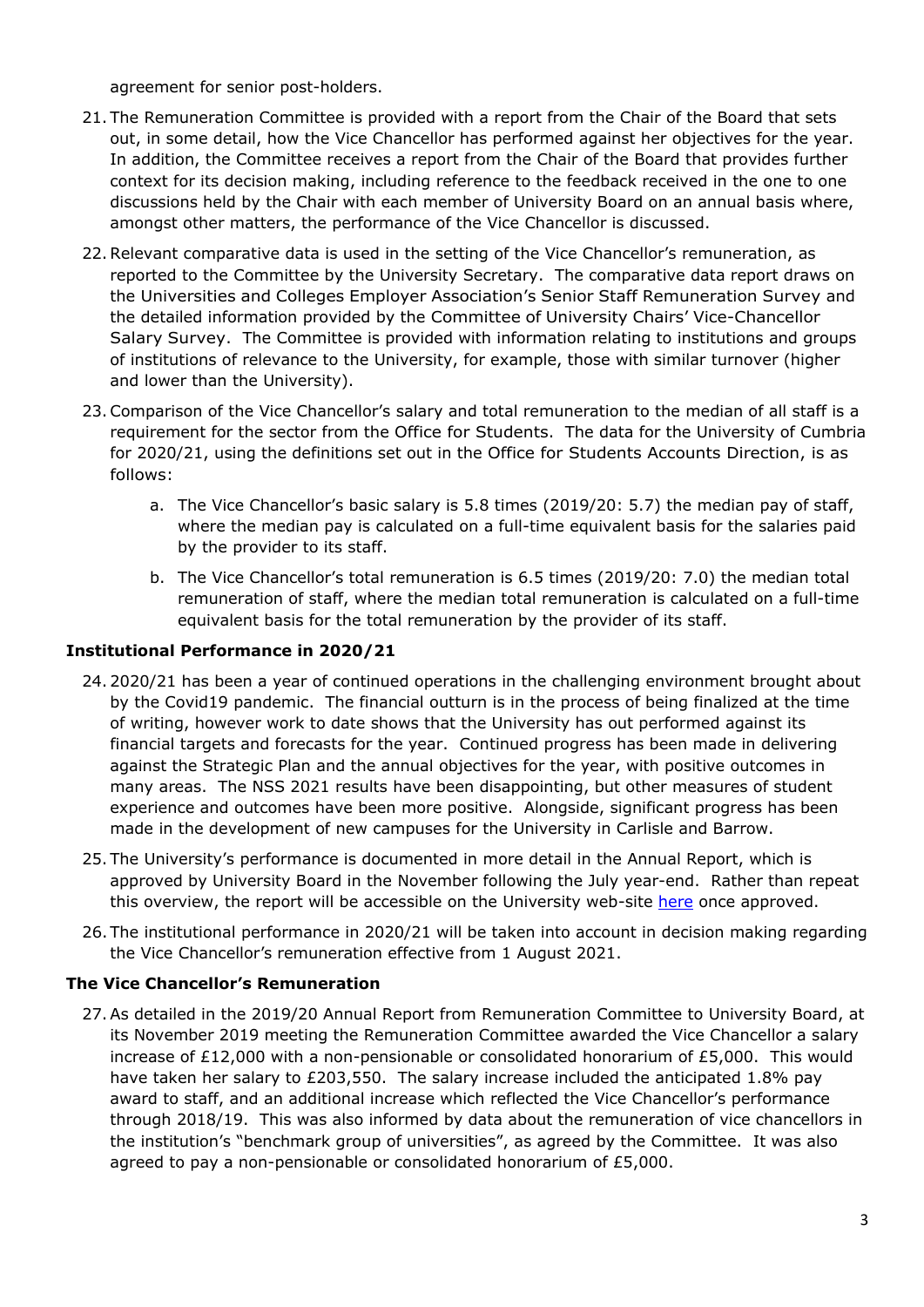agreement for senior post-holders.

21. The Remuneration Committee is provided with a report from the Chair of the Board that sets out, in some detail, how the Vice Chancellor has performed against her objectives for the year. In addition, the Committee receives a report from the Chair of the Board that provides further context for its decision making, including reference to the feedback received in the one to one discussions held by the Chair with each member of University Board on an annual basis where, amongst other matters, the performance of the Vice Chancellor is discussed.

22. Relevant comparative data is used in the setting of the Vice Chancellor's remuneration, as reported to the Committee by the University Secretary. The comparative data report draws on the Universities and Colleges Employer Association's Senior Staff Remuneration Survey and the detailed information provided by the Committee of University Chairs' Vice-Chancellor Salary Survey. The Committee is provided with information relating to institutions and groups of institutions of relevance to the University, for example, those with similar turnover (higher and lower than the University).

23. Comparison of the Vice Chancellor's salary and total remuneration to the median of all staff is a requirement for the sector from the Office for Students. The data for the University of Cumbria for 2020/21, using the definitions set out in the Office for Students Accounts Direction, is as follows:

    a. The Vice Chancellor's basic salary is 5.8 times (2019/20: 5.7) the median pay of staff, where the median pay is calculated on a full-time equivalent basis for the salaries paid by the provider to its staff.

    b. The Vice Chancellor's total remuneration is 6.5 times (2019/20: 7.0) the median total remuneration of staff, where the median total remuneration is calculated on a full-time equivalent basis for the total remuneration by the provider of its staff.

### Institutional Performance in 2020/21

24. 2020/21 has been a year of continued operations in the challenging environment brought about by the Covid19 pandemic. The financial outturn is in the process of being finalized at the time of writing, however work to date shows that the University has out performed against its financial targets and forecasts for the year. Continued progress has been made in delivering against the Strategic Plan and the annual objectives for the year, with positive outcomes in many areas. The NSS 2021 results have been disappointing, but other measures of student experience and outcomes have been more positive. Alongside, significant progress has been made in the development of new campuses for the University in Carlisle and Barrow.

25. The University's performance is documented in more detail in the Annual Report, which is approved by University Board in the November following the July year-end. Rather than repeat this overview, the report will be accessible on the University web-site here once approved.

26. The institutional performance in 2020/21 will be taken into account in decision making regarding the Vice Chancellor's remuneration effective from 1 August 2021.

### The Vice Chancellor's Remuneration

27. As detailed in the 2019/20 Annual Report from Remuneration Committee to University Board, at its November 2019 meeting the Remuneration Committee awarded the Vice Chancellor a salary increase of £12,000 with a non-pensionable or consolidated honorarium of £5,000. This would have taken her salary to £203,550. The salary increase included the anticipated 1.8% pay award to staff, and an additional increase which reflected the Vice Chancellor's performance through 2018/19. This was also informed by data about the remuneration of vice chancellors in the institution's "benchmark group of universities", as agreed by the Committee. It was also agreed to pay a non-pensionable or consolidated honorarium of £5,000.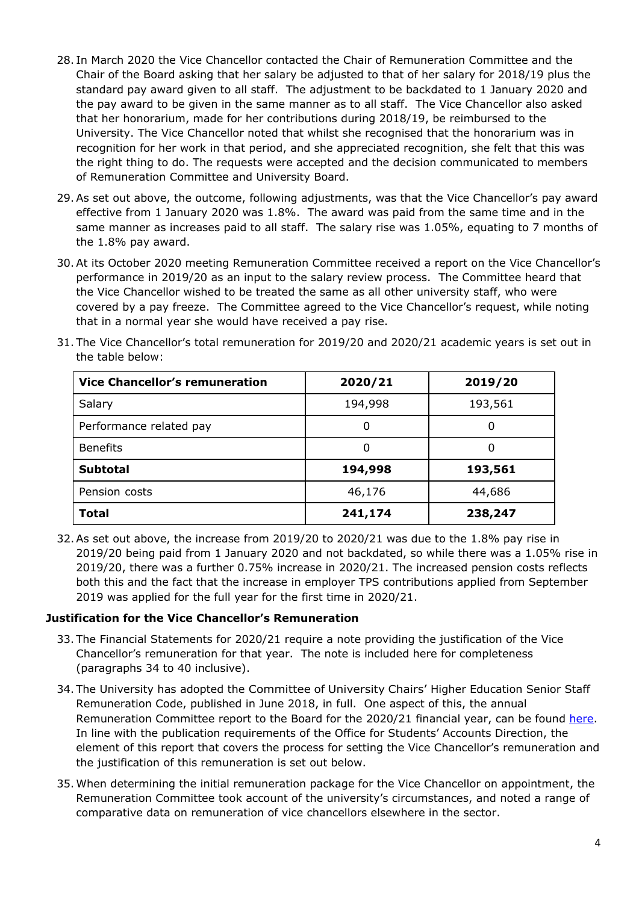28. In March 2020 the Vice Chancellor contacted the Chair of Remuneration Committee and the Chair of the Board asking that her salary be adjusted to that of her salary for 2018/19 plus the standard pay award given to all staff. The adjustment to be backdated to 1 January 2020 and the pay award to be given in the same manner as to all staff. The Vice Chancellor also asked that her honorarium, made for her contributions during 2018/19, be reimbursed to the University. The Vice Chancellor noted that whilst she recognised that the honorarium was in recognition for her work in that period, and she appreciated recognition, she felt that this was the right thing to do. The requests were accepted and the decision communicated to members of Remuneration Committee and University Board.

29. As set out above, the outcome, following adjustments, was that the Vice Chancellor's pay award effective from 1 January 2020 was 1.8%. The award was paid from the same time and in the same manner as increases paid to all staff. The salary rise was 1.05%, equating to 7 months of the 1.8% pay award.

30. At its October 2020 meeting Remuneration Committee received a report on the Vice Chancellor's performance in 2019/20 as an input to the salary review process. The Committee heard that the Vice Chancellor wished to be treated the same as all other university staff, who were covered by a pay freeze. The Committee agreed to the Vice Chancellor's request, while noting that in a normal year she would have received a pay rise.

31. The Vice Chancellor's total remuneration for 2019/20 and 2020/21 academic years is set out in the table below:

| **Vice Chancellor's remuneration** | **2020/21** | **2019/20** |
|---|---|---|
| Salary | 194,998 | 193,561 |
| Performance related pay | 0 | 0 |
| Benefits | 0 | 0 |
| **Subtotal** | **194,998** | **193,561** |
| Pension costs | 46,176 | 44,686 |
| **Total** | **241,174** | **238,247** |

32. As set out above, the increase from 2019/20 to 2020/21 was due to the 1.8% pay rise in 2019/20 being paid from 1 January 2020 and not backdated, so while there was a 1.05% rise in 2019/20, there was a further 0.75% increase in 2020/21. The increased pension costs reflects both this and the fact that the increase in employer TPS contributions applied from September 2019 was applied for the full year for the first time in 2020/21.

**Justification for the Vice Chancellor's Remuneration**

33. The Financial Statements for 2020/21 require a note providing the justification of the Vice Chancellor's remuneration for that year. The note is included here for completeness (paragraphs 34 to 40 inclusive).

34. The University has adopted the Committee of University Chairs' Higher Education Senior Staff Remuneration Code, published in June 2018, in full. One aspect of this, the annual Remuneration Committee report to the Board for the 2020/21 financial year, can be found here. In line with the publication requirements of the Office for Students' Accounts Direction, the element of this report that covers the process for setting the Vice Chancellor's remuneration and the justification of this remuneration is set out below.

35. When determining the initial remuneration package for the Vice Chancellor on appointment, the Remuneration Committee took account of the university's circumstances, and noted a range of comparative data on remuneration of vice chancellors elsewhere in the sector.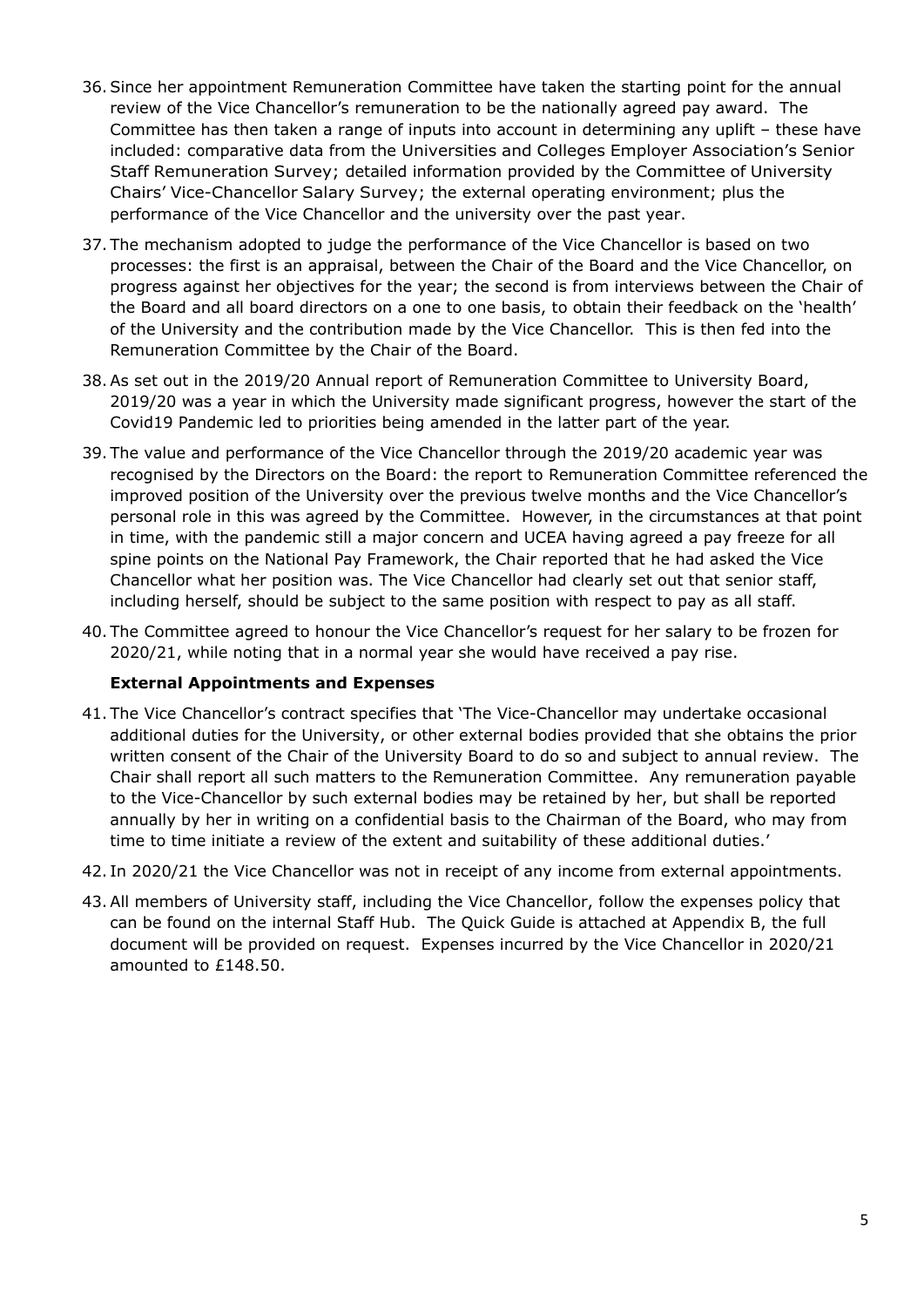36. Since her appointment Remuneration Committee have taken the starting point for the annual review of the Vice Chancellor's remuneration to be the nationally agreed pay award. The Committee has then taken a range of inputs into account in determining any uplift – these have included: comparative data from the Universities and Colleges Employer Association's Senior Staff Remuneration Survey; detailed information provided by the Committee of University Chairs' Vice-Chancellor Salary Survey; the external operating environment; plus the performance of the Vice Chancellor and the university over the past year.

37. The mechanism adopted to judge the performance of the Vice Chancellor is based on two processes: the first is an appraisal, between the Chair of the Board and the Vice Chancellor, on progress against her objectives for the year; the second is from interviews between the Chair of the Board and all board directors on a one to one basis, to obtain their feedback on the 'health' of the University and the contribution made by the Vice Chancellor. This is then fed into the Remuneration Committee by the Chair of the Board.

38. As set out in the 2019/20 Annual report of Remuneration Committee to University Board, 2019/20 was a year in which the University made significant progress, however the start of the Covid19 Pandemic led to priorities being amended in the latter part of the year.

39. The value and performance of the Vice Chancellor through the 2019/20 academic year was recognised by the Directors on the Board: the report to Remuneration Committee referenced the improved position of the University over the previous twelve months and the Vice Chancellor's personal role in this was agreed by the Committee. However, in the circumstances at that point in time, with the pandemic still a major concern and UCEA having agreed a pay freeze for all spine points on the National Pay Framework, the Chair reported that he had asked the Vice Chancellor what her position was. The Vice Chancellor had clearly set out that senior staff, including herself, should be subject to the same position with respect to pay as all staff.

40. The Committee agreed to honour the Vice Chancellor's request for her salary to be frozen for 2020/21, while noting that in a normal year she would have received a pay rise.

**External Appointments and Expenses**

41. The Vice Chancellor's contract specifies that 'The Vice-Chancellor may undertake occasional additional duties for the University, or other external bodies provided that she obtains the prior written consent of the Chair of the University Board to do so and subject to annual review. The Chair shall report all such matters to the Remuneration Committee. Any remuneration payable to the Vice-Chancellor by such external bodies may be retained by her, but shall be reported annually by her in writing on a confidential basis to the Chairman of the Board, who may from time to time initiate a review of the extent and suitability of these additional duties.'

42. In 2020/21 the Vice Chancellor was not in receipt of any income from external appointments.

43. All members of University staff, including the Vice Chancellor, follow the expenses policy that can be found on the internal Staff Hub. The Quick Guide is attached at Appendix B, the full document will be provided on request. Expenses incurred by the Vice Chancellor in 2020/21 amounted to £148.50.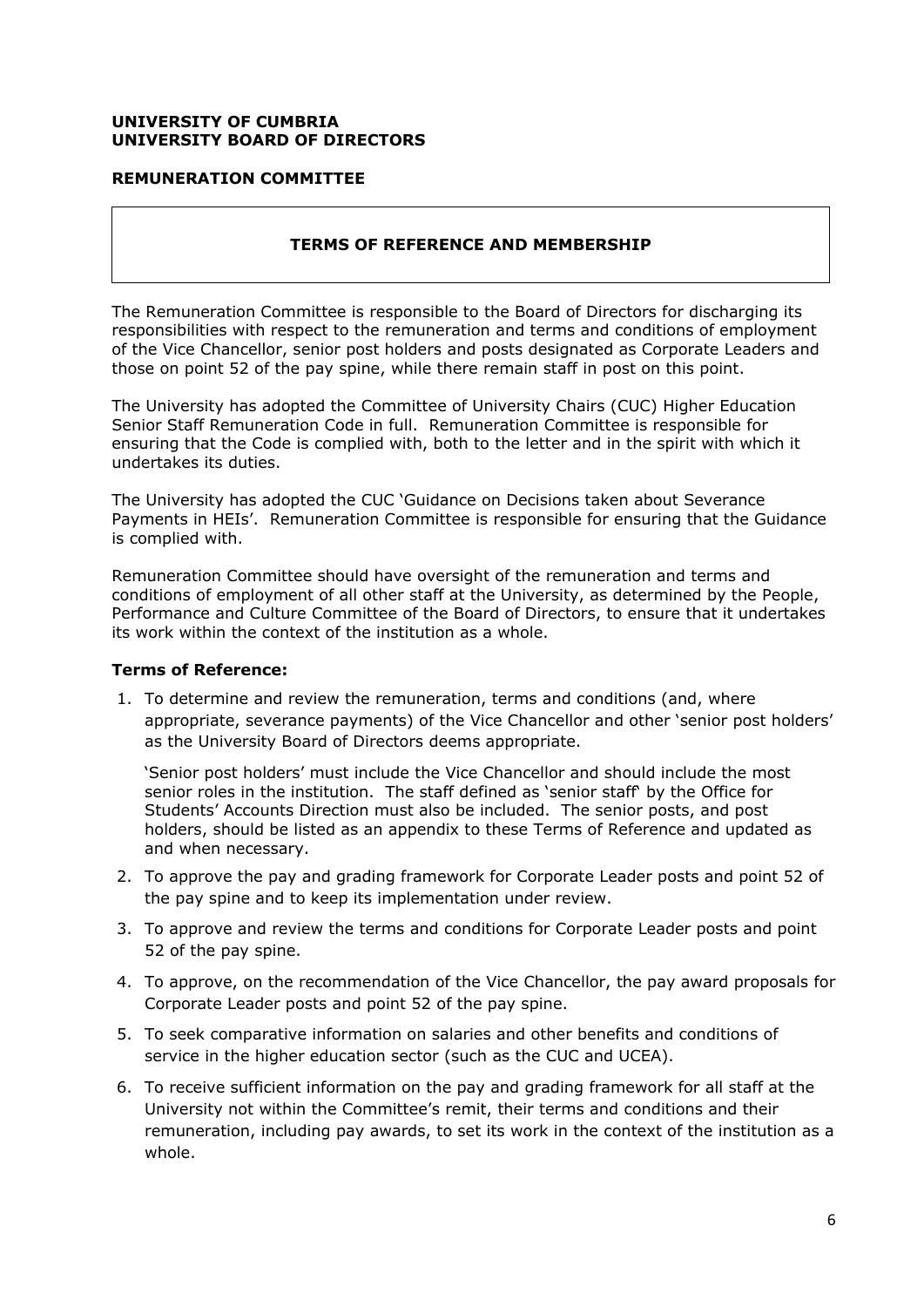**UNIVERSITY OF CUMBRIA**
**UNIVERSITY BOARD OF DIRECTORS**

**REMUNERATION COMMITTEE**

## TERMS OF REFERENCE AND MEMBERSHIP

The Remuneration Committee is responsible to the Board of Directors for discharging its responsibilities with respect to the remuneration and terms and conditions of employment of the Vice Chancellor, senior post holders and posts designated as Corporate Leaders and those on point 52 of the pay spine, while there remain staff in post on this point.

The University has adopted the Committee of University Chairs (CUC) Higher Education Senior Staff Remuneration Code in full. Remuneration Committee is responsible for ensuring that the Code is complied with, both to the letter and in the spirit with which it undertakes its duties.

The University has adopted the CUC 'Guidance on Decisions taken about Severance Payments in HEIs'. Remuneration Committee is responsible for ensuring that the Guidance is complied with.

Remuneration Committee should have oversight of the remuneration and terms and conditions of employment of all other staff at the University, as determined by the People, Performance and Culture Committee of the Board of Directors, to ensure that it undertakes its work within the context of the institution as a whole.

**Terms of Reference:**

1. To determine and review the remuneration, terms and conditions (and, where appropriate, severance payments) of the Vice Chancellor and other 'senior post holders' as the University Board of Directors deems appropriate.

   'Senior post holders' must include the Vice Chancellor and should include the most senior roles in the institution. The staff defined as 'senior staff' by the Office for Students' Accounts Direction must also be included. The senior posts, and post holders, should be listed as an appendix to these Terms of Reference and updated as and when necessary.

2. To approve the pay and grading framework for Corporate Leader posts and point 52 of the pay spine and to keep its implementation under review.
3. To approve and review the terms and conditions for Corporate Leader posts and point 52 of the pay spine.
4. To approve, on the recommendation of the Vice Chancellor, the pay award proposals for Corporate Leader posts and point 52 of the pay spine.
5. To seek comparative information on salaries and other benefits and conditions of service in the higher education sector (such as the CUC and UCEA).
6. To receive sufficient information on the pay and grading framework for all staff at the University not within the Committee's remit, their terms and conditions and their remuneration, including pay awards, to set its work in the context of the institution as a whole.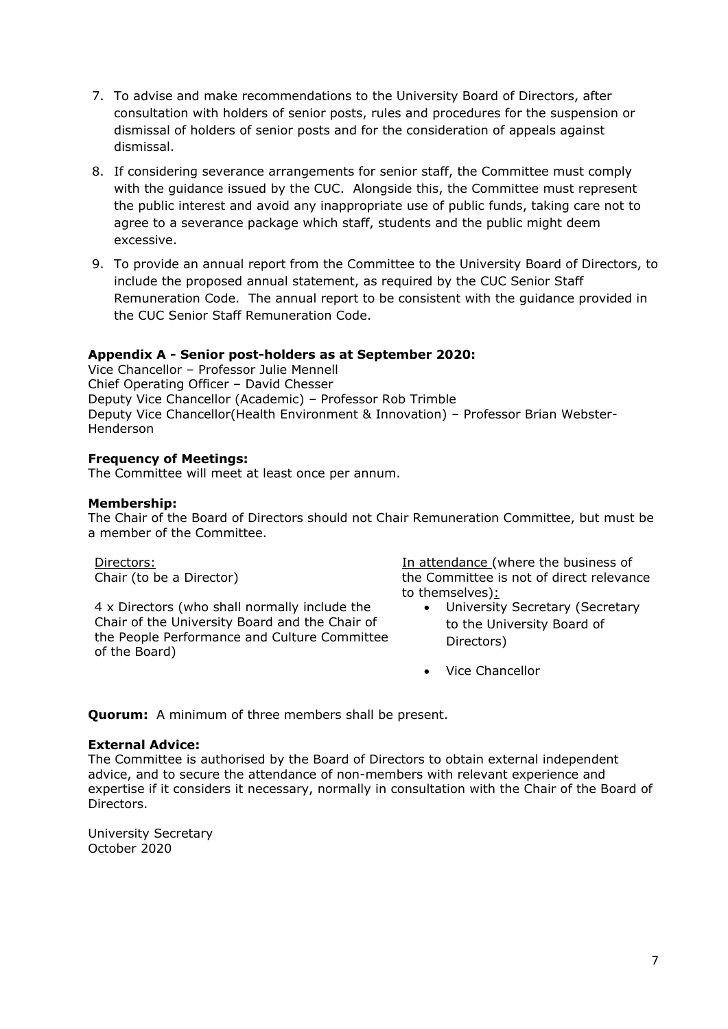7. To advise and make recommendations to the University Board of Directors, after consultation with holders of senior posts, rules and procedures for the suspension or dismissal of holders of senior posts and for the consideration of appeals against dismissal.

8. If considering severance arrangements for senior staff, the Committee must comply with the guidance issued by the CUC. Alongside this, the Committee must represent the public interest and avoid any inappropriate use of public funds, taking care not to agree to a severance package which staff, students and the public might deem excessive.

9. To provide an annual report from the Committee to the University Board of Directors, to include the proposed annual statement, as required by the CUC Senior Staff Remuneration Code. The annual report to be consistent with the guidance provided in the CUC Senior Staff Remuneration Code.

**Appendix A - Senior post-holders as at September 2020:**
Vice Chancellor – Professor Julie Mennell
Chief Operating Officer – David Chesser
Deputy Vice Chancellor (Academic) – Professor Rob Trimble
Deputy Vice Chancellor(Health Environment & Innovation) – Professor Brian Webster-Henderson

**Frequency of Meetings:**
The Committee will meet at least once per annum.

**Membership:**
The Chair of the Board of Directors should not Chair Remuneration Committee, but must be a member of the Committee.

Directors:
Chair (to be a Director)

4 x Directors (who shall normally include the Chair of the University Board and the Chair of the People Performance and Culture Committee of the Board)

In attendance (where the business of the Committee is not of direct relevance to themselves):

- University Secretary (Secretary to the University Board of Directors)
- Vice Chancellor

**Quorum:** A minimum of three members shall be present.

**External Advice:**
The Committee is authorised by the Board of Directors to obtain external independent advice, and to secure the attendance of non-members with relevant experience and expertise if it considers it necessary, normally in consultation with the Chair of the Board of Directors.

University Secretary
October 2020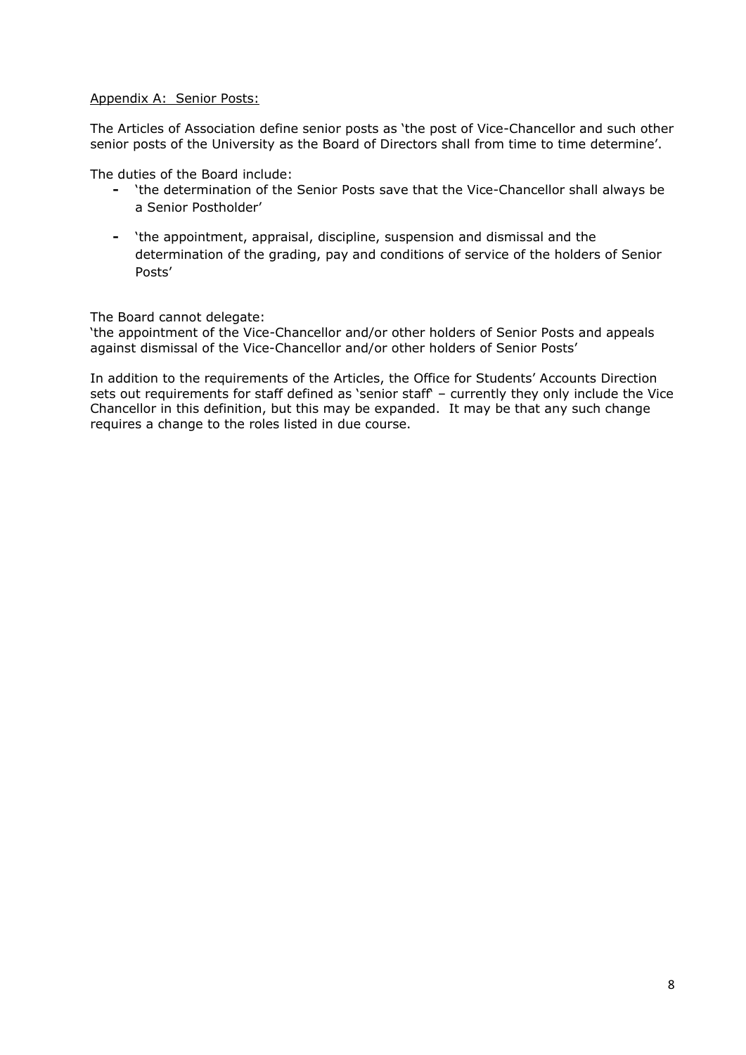Appendix A: Senior Posts:

The Articles of Association define senior posts as 'the post of Vice-Chancellor and such other senior posts of the University as the Board of Directors shall from time to time determine'.

The duties of the Board include:

- 'the determination of the Senior Posts save that the Vice-Chancellor shall always be a Senior Postholder'
- 'the appointment, appraisal, discipline, suspension and dismissal and the determination of the grading, pay and conditions of service of the holders of Senior Posts'

The Board cannot delegate:
'the appointment of the Vice-Chancellor and/or other holders of Senior Posts and appeals against dismissal of the Vice-Chancellor and/or other holders of Senior Posts'

In addition to the requirements of the Articles, the Office for Students' Accounts Direction sets out requirements for staff defined as 'senior staff' – currently they only include the Vice Chancellor in this definition, but this may be expanded. It may be that any such change requires a change to the roles listed in due course.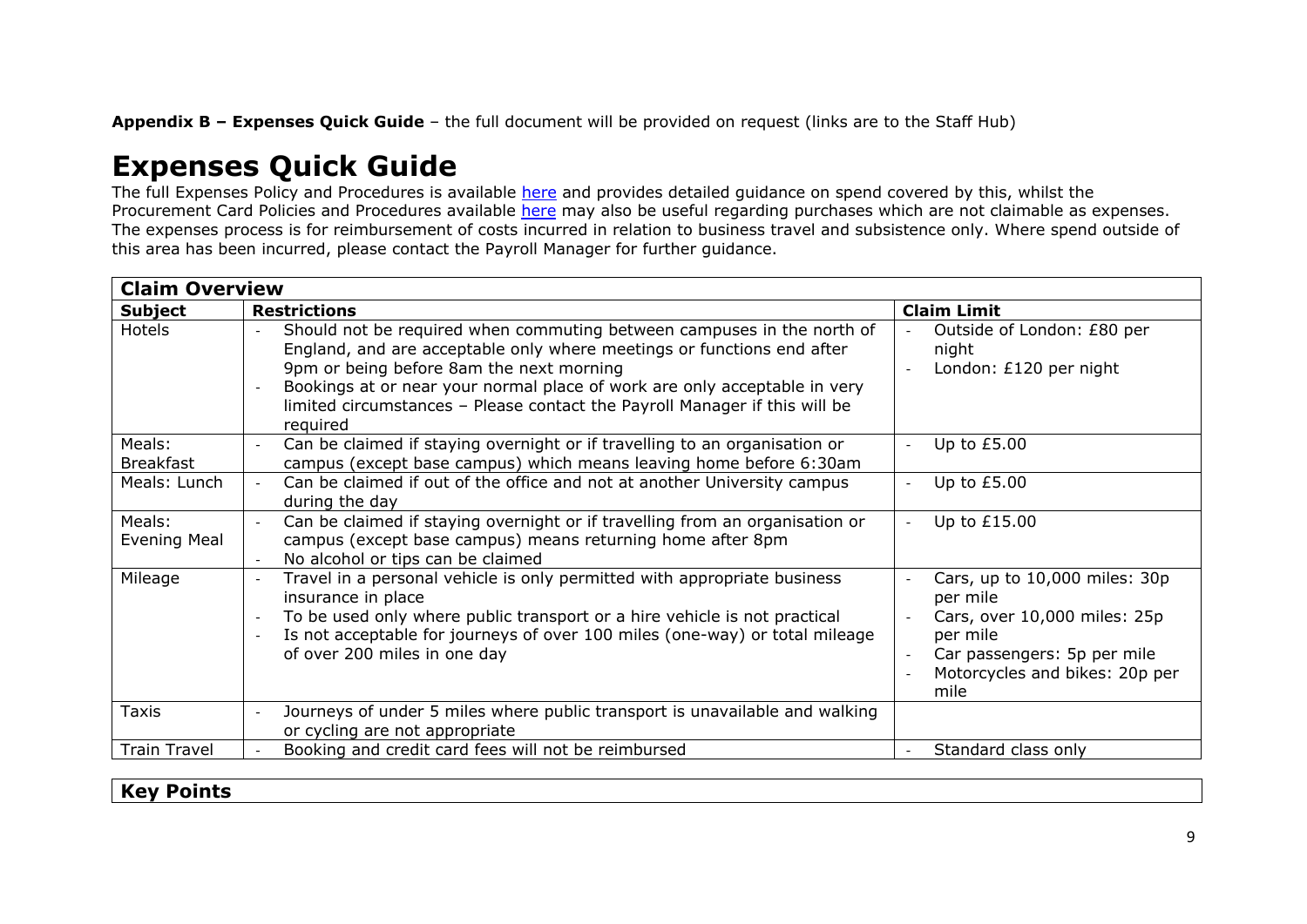**Appendix B – Expenses Quick Guide** – the full document will be provided on request (links are to the Staff Hub)

# Expenses Quick Guide

The full Expenses Policy and Procedures is available [here](#) and provides detailed guidance on spend covered by this, whilst the Procurement Card Policies and Procedures available [here](#) may also be useful regarding purchases which are not claimable as expenses. The expenses process is for reimbursement of costs incurred in relation to business travel and subsistence only. Where spend outside of this area has been incurred, please contact the Payroll Manager for further guidance.

| **Claim Overview** | | |
|---|---|---|
| **Subject** | **Restrictions** | **Claim Limit** |
| Hotels | - Should not be required when commuting between campuses in the north of England, and are acceptable only where meetings or functions end after 9pm or being before 8am the next morning<br>- Bookings at or near your normal place of work are only acceptable in very limited circumstances – Please contact the Payroll Manager if this will be required | - Outside of London: £80 per night<br>- London: £120 per night |
| Meals: Breakfast | - Can be claimed if staying overnight or if travelling to an organisation or campus (except base campus) which means leaving home before 6:30am | - Up to £5.00 |
| Meals: Lunch | - Can be claimed if out of the office and not at another University campus during the day | - Up to £5.00 |
| Meals: Evening Meal | - Can be claimed if staying overnight or if travelling from an organisation or campus (except base campus) means returning home after 8pm<br>- No alcohol or tips can be claimed | - Up to £15.00 |
| Mileage | - Travel in a personal vehicle is only permitted with appropriate business insurance in place<br>- To be used only where public transport or a hire vehicle is not practical<br>- Is not acceptable for journeys of over 100 miles (one-way) or total mileage of over 200 miles in one day | - Cars, up to 10,000 miles: 30p per mile<br>- Cars, over 10,000 miles: 25p per mile<br>- Car passengers: 5p per mile<br>- Motorcycles and bikes: 20p per mile |
| Taxis | - Journeys of under 5 miles where public transport is unavailable and walking or cycling are not appropriate | |
| Train Travel | - Booking and credit card fees will not be reimbursed | - Standard class only |

**Key Points**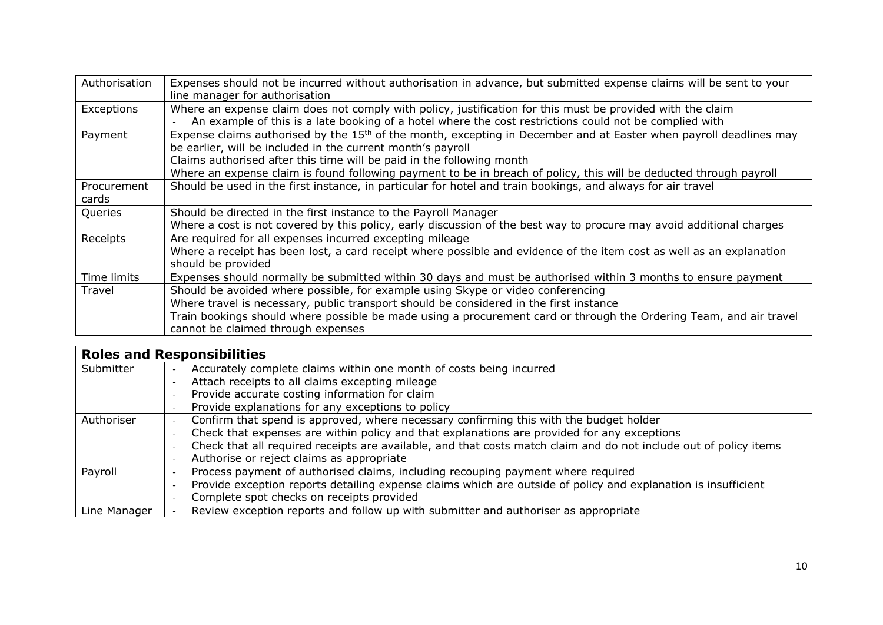| | |
|---|---|
| Authorisation | Expenses should not be incurred without authorisation in advance, but submitted expense claims will be sent to your line manager for authorisation |
| Exceptions | Where an expense claim does not comply with policy, justification for this must be provided with the claim<br>- An example of this is a late booking of a hotel where the cost restrictions could not be complied with |
| Payment | Expense claims authorised by the 15th of the month, excepting in December and at Easter when payroll deadlines may be earlier, will be included in the current month's payroll<br>Claims authorised after this time will be paid in the following month<br>Where an expense claim is found following payment to be in breach of policy, this will be deducted through payroll |
| Procurement cards | Should be used in the first instance, in particular for hotel and train bookings, and always for air travel |
| Queries | Should be directed in the first instance to the Payroll Manager<br>Where a cost is not covered by this policy, early discussion of the best way to procure may avoid additional charges |
| Receipts | Are required for all expenses incurred excepting mileage<br>Where a receipt has been lost, a card receipt where possible and evidence of the item cost as well as an explanation should be provided |
| Time limits | Expenses should normally be submitted within 30 days and must be authorised within 3 months to ensure payment |
| Travel | Should be avoided where possible, for example using Skype or video conferencing<br>Where travel is necessary, public transport should be considered in the first instance<br>Train bookings should where possible be made using a procurement card or through the Ordering Team, and air travel cannot be claimed through expenses |

| **Roles and Responsibilities** | |
|---|---|
| Submitter | - Accurately complete claims within one month of costs being incurred<br>- Attach receipts to all claims excepting mileage<br>- Provide accurate costing information for claim<br>- Provide explanations for any exceptions to policy |
| Authoriser | - Confirm that spend is approved, where necessary confirming this with the budget holder<br>- Check that expenses are within policy and that explanations are provided for any exceptions<br>- Check that all required receipts are available, and that costs match claim and do not include out of policy items<br>- Authorise or reject claims as appropriate |
| Payroll | - Process payment of authorised claims, including recouping payment where required<br>- Provide exception reports detailing expense claims which are outside of policy and explanation is insufficient<br>- Complete spot checks on receipts provided |
| Line Manager | - Review exception reports and follow up with submitter and authoriser as appropriate |